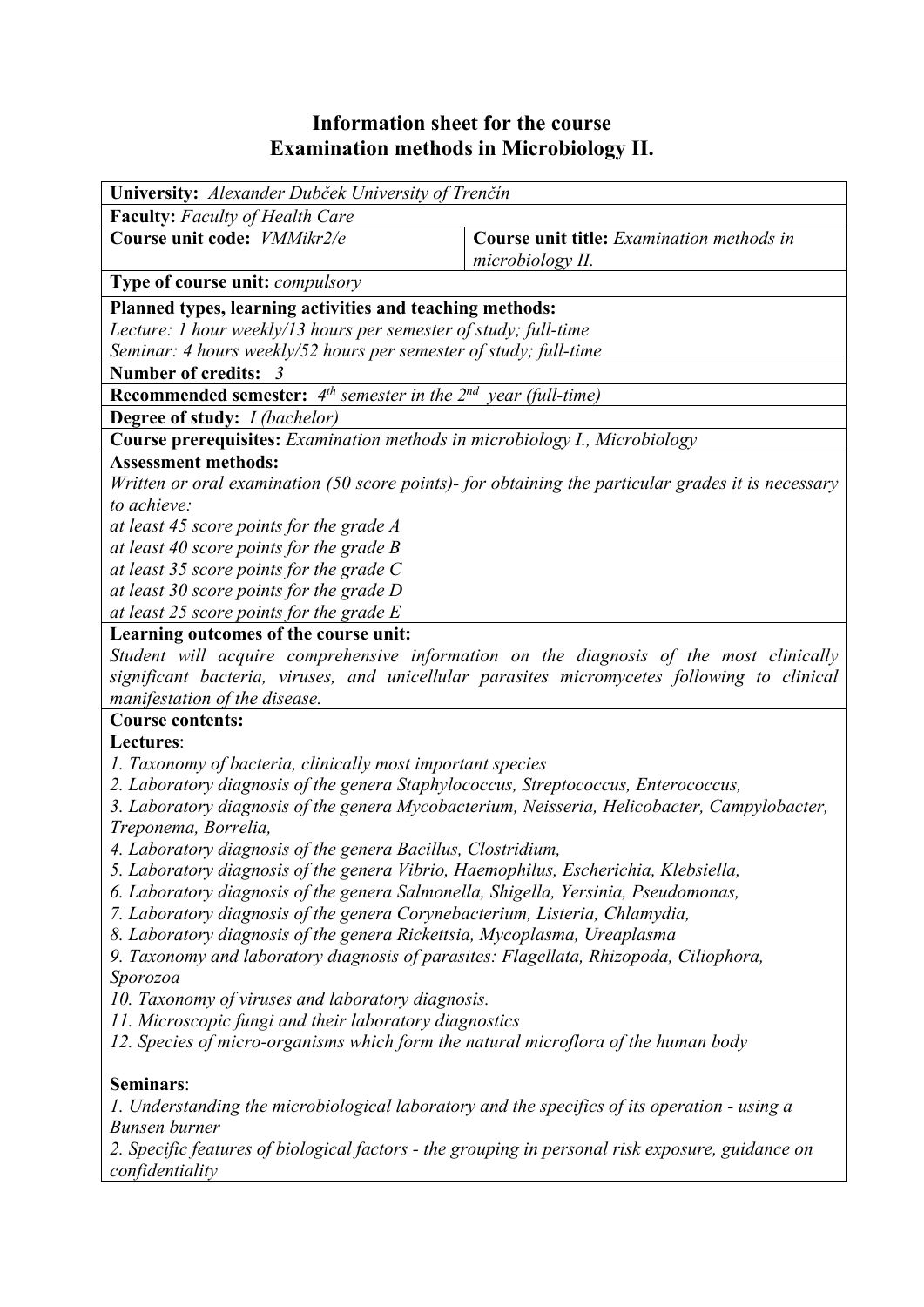# Information sheet for the course
# Examination methods in Microbiology II.

**University:** *Alexander Dubček University of Trenčín*

**Faculty:** *Faculty of Health Care*

| **Course unit code:** *VMMikr2/e* | **Course unit title:** *Examination methods in microbiology II.* |
|---|---|

**Type of course unit:** *compulsory*

**Planned types, learning activities and teaching methods:**
*Lecture: 1 hour weekly/13 hours per semester of study; full-time*
*Seminar: 4 hours weekly/52 hours per semester of study; full-time*

**Number of credits:** *3*

**Recommended semester:** *4th semester in the 2nd year (full-time)*

**Degree of study:** *I (bachelor)*

**Course prerequisites:** *Examination methods in microbiology I., Microbiology*

**Assessment methods:**
*Written or oral examination (50 score points)- for obtaining the particular grades it is necessary to achieve:*
*at least 45 score points for the grade A*
*at least 40 score points for the grade B*
*at least 35 score points for the grade C*
*at least 30 score points for the grade D*
*at least 25 score points for the grade E*

**Learning outcomes of the course unit:**
*Student will acquire comprehensive information on the diagnosis of the most clinically significant bacteria, viruses, and unicellular parasites micromycetes following to clinical manifestation of the disease.*

**Course contents:**

**Lectures**:
1. *Taxonomy of bacteria, clinically most important species*
2. *Laboratory diagnosis of the genera Staphylococcus, Streptococcus, Enterococcus,*
3. *Laboratory diagnosis of the genera Mycobacterium, Neisseria, Helicobacter, Campylobacter, Treponema, Borrelia,*
4. *Laboratory diagnosis of the genera Bacillus, Clostridium,*
5. *Laboratory diagnosis of the genera Vibrio, Haemophilus, Escherichia, Klebsiella,*
6. *Laboratory diagnosis of the genera Salmonella, Shigella, Yersinia, Pseudomonas,*
7. *Laboratory diagnosis of the genera Corynebacterium, Listeria, Chlamydia,*
8. *Laboratory diagnosis of the genera Rickettsia, Mycoplasma, Ureaplasma*
9. *Taxonomy and laboratory diagnosis of parasites: Flagellata, Rhizopoda, Ciliophora, Sporozoa*
10. *Taxonomy of viruses and laboratory diagnosis.*
11. *Microscopic fungi and their laboratory diagnostics*
12. *Species of micro-organisms which form the natural microflora of the human body*

**Seminars**:
1. *Understanding the microbiological laboratory and the specifics of its operation - using a Bunsen burner*
2. *Specific features of biological factors - the grouping in personal risk exposure, guidance on confidentiality*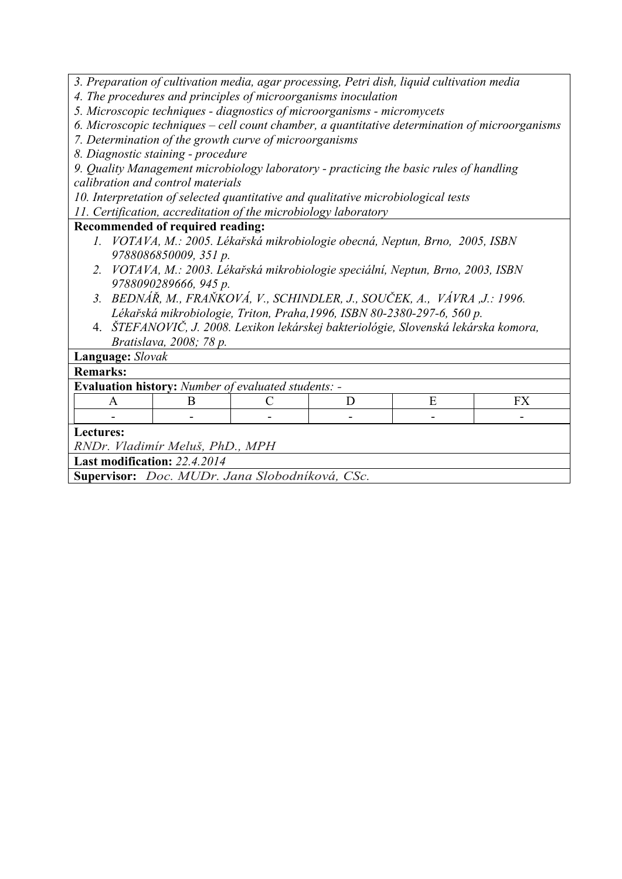*3. Preparation of cultivation media, agar processing, Petri dish, liquid cultivation media*
*4. The procedures and principles of microorganisms inoculation*
*5. Microscopic techniques - diagnostics of microorganisms - micromycets*
*6. Microscopic techniques – cell count chamber, a quantitative determination of microorganisms*
*7. Determination of the growth curve of microorganisms*
*8. Diagnostic staining - procedure*
*9. Quality Management microbiology laboratory - practicing the basic rules of handling calibration and control materials*
*10. Interpretation of selected quantitative and qualitative microbiological tests*
*11. Certification, accreditation of the microbiology laboratory*

**Recommended of required reading:**

1. *VOTAVA, M.: 2005. Lékařská mikrobiologie obecná, Neptun, Brno, 2005, ISBN 9788086850009, 351 p.*
2. *VOTAVA, M.: 2003. Lékařská mikrobiologie speciální, Neptun, Brno, 2003, ISBN 9788090289666, 945 p.*
3. *BEDNÁŘ, M., FRAŇKOVÁ, V., SCHINDLER, J., SOUČEK, A., VÁVRA ,J.: 1996. Lékařská mikrobiologie, Triton, Praha,1996, ISBN 80-2380-297-6, 560 p.*
4. *ŠTEFANOVIČ, J. 2008. Lexikon lekárskej bakteriológie, Slovenská lekárska komora, Bratislava, 2008; 78 p.*

**Language:** *Slovak*

**Remarks:**

**Evaluation history:** *Number of evaluated students: -*

| A | B | C | D | E | FX |
|---|---|---|---|---|---|
| - | - | - | - | - | - |

**Lectures:**
*RNDr. Vladimír Meluš, PhD., MPH*

**Last modification:** *22.4.2014*

**Supervisor:** *Doc. MUDr. Jana Slobodníková, CSc.*